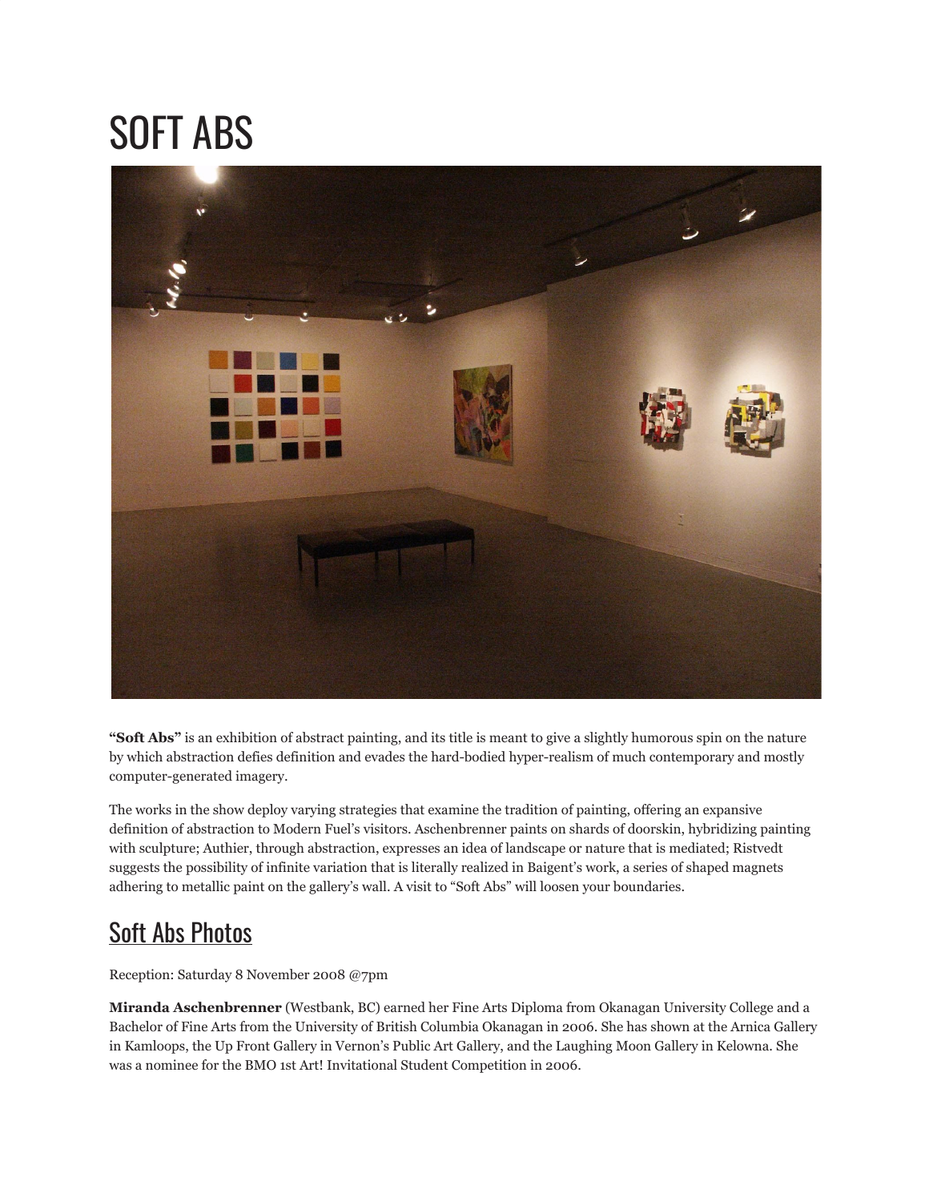# SOFT ABS

**"Soft Abs"** is an exhibition of abstract painting, and its title is meant to give a slightly humorous spin on the nature by which abstraction defies definition and evades the hard-bodied hyper-realism of much contemporary and mostly computer-generated imagery.

The works in the show deploy varying strategies that examine the tradition of painting, offering an expansive definition of abstraction to Modern Fuel's visitors. Aschenbrenner paints on shards of doorskin, hybridizing painting with sculpture; Authier, through abstraction, expresses an idea of landscape or nature that is mediated; Ristvedt suggests the possibility of infinite variation that is literally realized in Baigent's work, a series of shaped magnets adhering to metallic paint on the gallery's wall. A visit to "Soft Abs" will loosen your boundaries.

## Soft Abs Photos

Reception: Saturday 8 November 2008 @7pm

**Miranda Aschenbrenner** (Westbank, BC) earned her Fine Arts Diploma from Okanagan University College and a Bachelor of Fine Arts from the University of British Columbia Okanagan in 2006. She has shown at the Arnica Gallery in Kamloops, the Up Front Gallery in Vernon's Public Art Gallery, and the Laughing Moon Gallery in Kelowna. She was a nominee for the BMO 1st Art! Invitational Student Competition in 2006.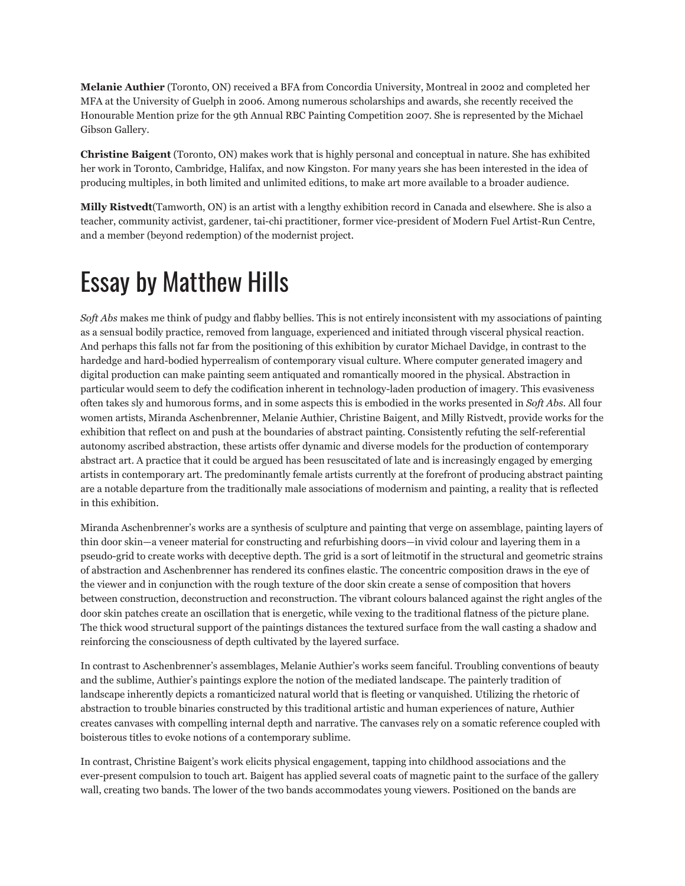**Melanie Authier** (Toronto, ON) received a BFA from Concordia University, Montreal in 2002 and completed her MFA at the University of Guelph in 2006. Among numerous scholarships and awards, she recently received the Honourable Mention prize for the 9th Annual RBC Painting Competition 2007. She is represented by the Michael Gibson Gallery.

**Christine Baigent** (Toronto, ON) makes work that is highly personal and conceptual in nature. She has exhibited her work in Toronto, Cambridge, Halifax, and now Kingston. For many years she has been interested in the idea of producing multiples, in both limited and unlimited editions, to make art more available to a broader audience.

**Milly Ristvedt**(Tamworth, ON) is an artist with a lengthy exhibition record in Canada and elsewhere. She is also a teacher, community activist, gardener, tai-chi practitioner, former vice-president of Modern Fuel Artist-Run Centre, and a member (beyond redemption) of the modernist project.

# Essay by Matthew Hills

*Soft Abs* makes me think of pudgy and flabby bellies. This is not entirely inconsistent with my associations of painting as a sensual bodily practice, removed from language, experienced and initiated through visceral physical reaction. And perhaps this falls not far from the positioning of this exhibition by curator Michael Davidge, in contrast to the hardedge and hard-bodied hyperrealism of contemporary visual culture. Where computer generated imagery and digital production can make painting seem antiquated and romantically moored in the physical. Abstraction in particular would seem to defy the codification inherent in technology-laden production of imagery. This evasiveness often takes sly and humorous forms, and in some aspects this is embodied in the works presented in *Soft Abs*. All four women artists, Miranda Aschenbrenner, Melanie Authier, Christine Baigent, and Milly Ristvedt, provide works for the exhibition that reflect on and push at the boundaries of abstract painting. Consistently refuting the self-referential autonomy ascribed abstraction, these artists offer dynamic and diverse models for the production of contemporary abstract art. A practice that it could be argued has been resuscitated of late and is increasingly engaged by emerging artists in contemporary art. The predominantly female artists currently at the forefront of producing abstract painting are a notable departure from the traditionally male associations of modernism and painting, a reality that is reflected in this exhibition.

Miranda Aschenbrenner's works are a synthesis of sculpture and painting that verge on assemblage, painting layers of thin door skin—a veneer material for constructing and refurbishing doors—in vivid colour and layering them in a pseudo-grid to create works with deceptive depth. The grid is a sort of leitmotif in the structural and geometric strains of abstraction and Aschenbrenner has rendered its confines elastic. The concentric composition draws in the eye of the viewer and in conjunction with the rough texture of the door skin create a sense of composition that hovers between construction, deconstruction and reconstruction. The vibrant colours balanced against the right angles of the door skin patches create an oscillation that is energetic, while vexing to the traditional flatness of the picture plane. The thick wood structural support of the paintings distances the textured surface from the wall casting a shadow and reinforcing the consciousness of depth cultivated by the layered surface.

In contrast to Aschenbrenner's assemblages, Melanie Authier's works seem fanciful. Troubling conventions of beauty and the sublime, Authier's paintings explore the notion of the mediated landscape. The painterly tradition of landscape inherently depicts a romanticized natural world that is fleeting or vanquished. Utilizing the rhetoric of abstraction to trouble binaries constructed by this traditional artistic and human experiences of nature, Authier creates canvases with compelling internal depth and narrative. The canvases rely on a somatic reference coupled with boisterous titles to evoke notions of a contemporary sublime.

In contrast, Christine Baigent's work elicits physical engagement, tapping into childhood associations and the ever-present compulsion to touch art. Baigent has applied several coats of magnetic paint to the surface of the gallery wall, creating two bands. The lower of the two bands accommodates young viewers. Positioned on the bands are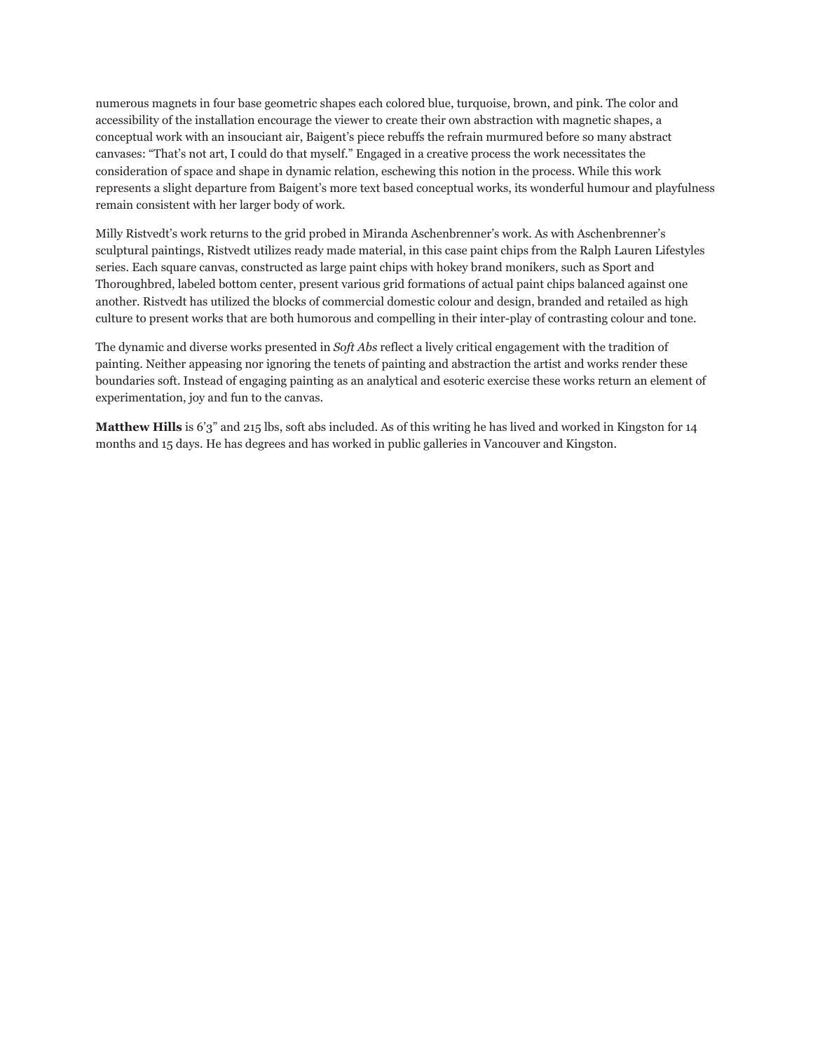numerous magnets in four base geometric shapes each colored blue, turquoise, brown, and pink. The color and accessibility of the installation encourage the viewer to create their own abstraction with magnetic shapes, a conceptual work with an insouciant air, Baigent's piece rebuffs the refrain murmured before so many abstract canvases: "That's not art, I could do that myself." Engaged in a creative process the work necessitates the consideration of space and shape in dynamic relation, eschewing this notion in the process. While this work represents a slight departure from Baigent's more text based conceptual works, its wonderful humour and playfulness remain consistent with her larger body of work.

Milly Ristvedt's work returns to the grid probed in Miranda Aschenbrenner's work. As with Aschenbrenner's sculptural paintings, Ristvedt utilizes ready made material, in this case paint chips from the Ralph Lauren Lifestyles series. Each square canvas, constructed as large paint chips with hokey brand monikers, such as Sport and Thoroughbred, labeled bottom center, present various grid formations of actual paint chips balanced against one another. Ristvedt has utilized the blocks of commercial domestic colour and design, branded and retailed as high culture to present works that are both humorous and compelling in their inter-play of contrasting colour and tone.

The dynamic and diverse works presented in *Soft Abs* reflect a lively critical engagement with the tradition of painting. Neither appeasing nor ignoring the tenets of painting and abstraction the artist and works render these boundaries soft. Instead of engaging painting as an analytical and esoteric exercise these works return an element of experimentation, joy and fun to the canvas.

**Matthew Hills** is 6'3" and 215 lbs, soft abs included. As of this writing he has lived and worked in Kingston for 14 months and 15 days. He has degrees and has worked in public galleries in Vancouver and Kingston.